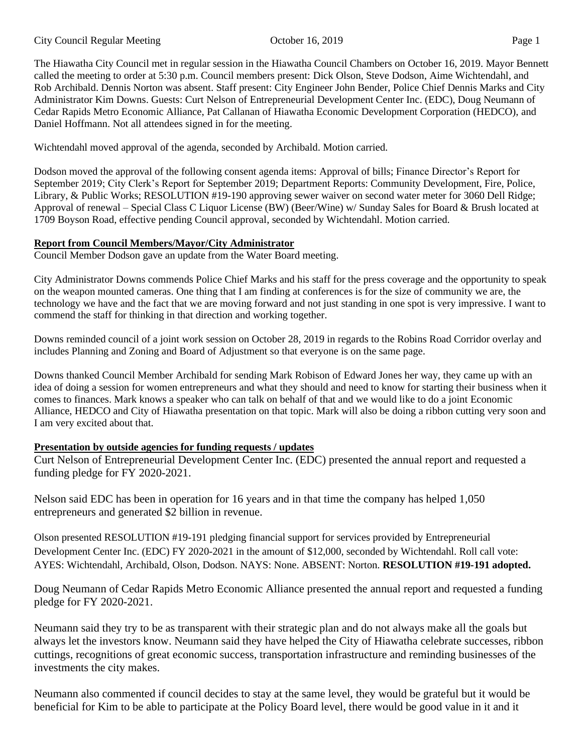The Hiawatha City Council met in regular session in the Hiawatha Council Chambers on October 16, 2019. Mayor Bennett called the meeting to order at 5:30 p.m. Council members present: Dick Olson, Steve Dodson, Aime Wichtendahl, and Rob Archibald. Dennis Norton was absent. Staff present: City Engineer John Bender, Police Chief Dennis Marks and City Administrator Kim Downs. Guests: Curt Nelson of Entrepreneurial Development Center Inc. (EDC), Doug Neumann of Cedar Rapids Metro Economic Alliance, Pat Callanan of Hiawatha Economic Development Corporation (HEDCO), and Daniel Hoffmann. Not all attendees signed in for the meeting.

Wichtendahl moved approval of the agenda, seconded by Archibald. Motion carried.

Dodson moved the approval of the following consent agenda items: Approval of bills; Finance Director's Report for September 2019; City Clerk's Report for September 2019; Department Reports: Community Development, Fire, Police, Library, & Public Works; RESOLUTION #19-190 approving sewer waiver on second water meter for 3060 Dell Ridge; Approval of renewal – Special Class C Liquor License (BW) (Beer/Wine) w/ Sunday Sales for Board & Brush located at 1709 Boyson Road, effective pending Council approval, seconded by Wichtendahl. Motion carried.

**Report from Council Members/Mayor/City Administrator**

Council Member Dodson gave an update from the Water Board meeting.

City Administrator Downs commends Police Chief Marks and his staff for the press coverage and the opportunity to speak on the weapon mounted cameras. One thing that I am finding at conferences is for the size of community we are, the technology we have and the fact that we are moving forward and not just standing in one spot is very impressive. I want to commend the staff for thinking in that direction and working together.

Downs reminded council of a joint work session on October 28, 2019 in regards to the Robins Road Corridor overlay and includes Planning and Zoning and Board of Adjustment so that everyone is on the same page.

Downs thanked Council Member Archibald for sending Mark Robison of Edward Jones her way, they came up with an idea of doing a session for women entrepreneurs and what they should and need to know for starting their business when it comes to finances. Mark knows a speaker who can talk on behalf of that and we would like to do a joint Economic Alliance, HEDCO and City of Hiawatha presentation on that topic. Mark will also be doing a ribbon cutting very soon and I am very excited about that.

**Presentation by outside agencies for funding requests / updates**

Curt Nelson of Entrepreneurial Development Center Inc. (EDC) presented the annual report and requested a funding pledge for FY 2020-2021.

Nelson said EDC has been in operation for 16 years and in that time the company has helped 1,050 entrepreneurs and generated $2 billion in revenue.

Olson presented RESOLUTION #19-191 pledging financial support for services provided by Entrepreneurial Development Center Inc. (EDC) FY 2020-2021 in the amount of $12,000, seconded by Wichtendahl. Roll call vote: AYES: Wichtendahl, Archibald, Olson, Dodson. NAYS: None. ABSENT: Norton. **RESOLUTION #19-191 adopted.**

Doug Neumann of Cedar Rapids Metro Economic Alliance presented the annual report and requested a funding pledge for FY 2020-2021.

Neumann said they try to be as transparent with their strategic plan and do not always make all the goals but always let the investors know. Neumann said they have helped the City of Hiawatha celebrate successes, ribbon cuttings, recognitions of great economic success, transportation infrastructure and reminding businesses of the investments the city makes.

Neumann also commented if council decides to stay at the same level, they would be grateful but it would be beneficial for Kim to be able to participate at the Policy Board level, there would be good value in it and it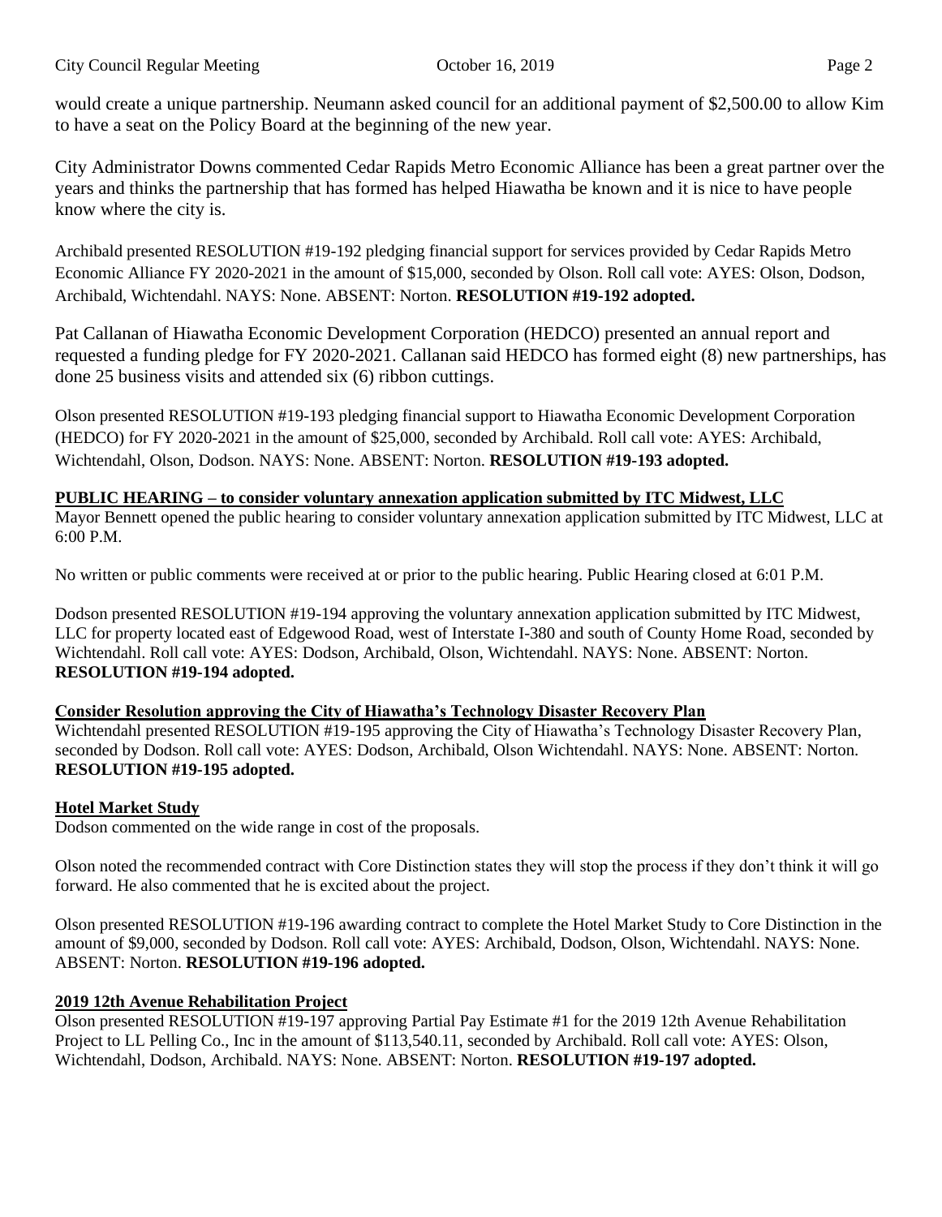would create a unique partnership. Neumann asked council for an additional payment of $2,500.00 to allow Kim to have a seat on the Policy Board at the beginning of the new year.

City Administrator Downs commented Cedar Rapids Metro Economic Alliance has been a great partner over the years and thinks the partnership that has formed has helped Hiawatha be known and it is nice to have people know where the city is.

Archibald presented RESOLUTION #19-192 pledging financial support for services provided by Cedar Rapids Metro Economic Alliance FY 2020-2021 in the amount of $15,000, seconded by Olson. Roll call vote: AYES: Olson, Dodson, Archibald, Wichtendahl. NAYS: None. ABSENT: Norton. **RESOLUTION #19-192 adopted.**

Pat Callanan of Hiawatha Economic Development Corporation (HEDCO) presented an annual report and requested a funding pledge for FY 2020-2021. Callanan said HEDCO has formed eight (8) new partnerships, has done 25 business visits and attended six (6) ribbon cuttings.

Olson presented RESOLUTION #19-193 pledging financial support to Hiawatha Economic Development Corporation (HEDCO) for FY 2020-2021 in the amount of $25,000, seconded by Archibald. Roll call vote: AYES: Archibald, Wichtendahl, Olson, Dodson. NAYS: None. ABSENT: Norton. **RESOLUTION #19-193 adopted.**

**PUBLIC HEARING – to consider voluntary annexation application submitted by ITC Midwest, LLC**

Mayor Bennett opened the public hearing to consider voluntary annexation application submitted by ITC Midwest, LLC at 6:00 P.M.

No written or public comments were received at or prior to the public hearing. Public Hearing closed at 6:01 P.M.

Dodson presented RESOLUTION #19-194 approving the voluntary annexation application submitted by ITC Midwest, LLC for property located east of Edgewood Road, west of Interstate I-380 and south of County Home Road, seconded by Wichtendahl. Roll call vote: AYES: Dodson, Archibald, Olson, Wichtendahl. NAYS: None. ABSENT: Norton. **RESOLUTION #19-194 adopted.**

**Consider Resolution approving the City of Hiawatha's Technology Disaster Recovery Plan**

Wichtendahl presented RESOLUTION #19-195 approving the City of Hiawatha's Technology Disaster Recovery Plan, seconded by Dodson. Roll call vote: AYES: Dodson, Archibald, Olson Wichtendahl. NAYS: None. ABSENT: Norton. **RESOLUTION #19-195 adopted.**

**Hotel Market Study**

Dodson commented on the wide range in cost of the proposals.

Olson noted the recommended contract with Core Distinction states they will stop the process if they don't think it will go forward. He also commented that he is excited about the project.

Olson presented RESOLUTION #19-196 awarding contract to complete the Hotel Market Study to Core Distinction in the amount of $9,000, seconded by Dodson. Roll call vote: AYES: Archibald, Dodson, Olson, Wichtendahl. NAYS: None. ABSENT: Norton. **RESOLUTION #19-196 adopted.**

**2019 12th Avenue Rehabilitation Project**

Olson presented RESOLUTION #19-197 approving Partial Pay Estimate #1 for the 2019 12th Avenue Rehabilitation Project to LL Pelling Co., Inc in the amount of $113,540.11, seconded by Archibald. Roll call vote: AYES: Olson, Wichtendahl, Dodson, Archibald. NAYS: None. ABSENT: Norton. **RESOLUTION #19-197 adopted.**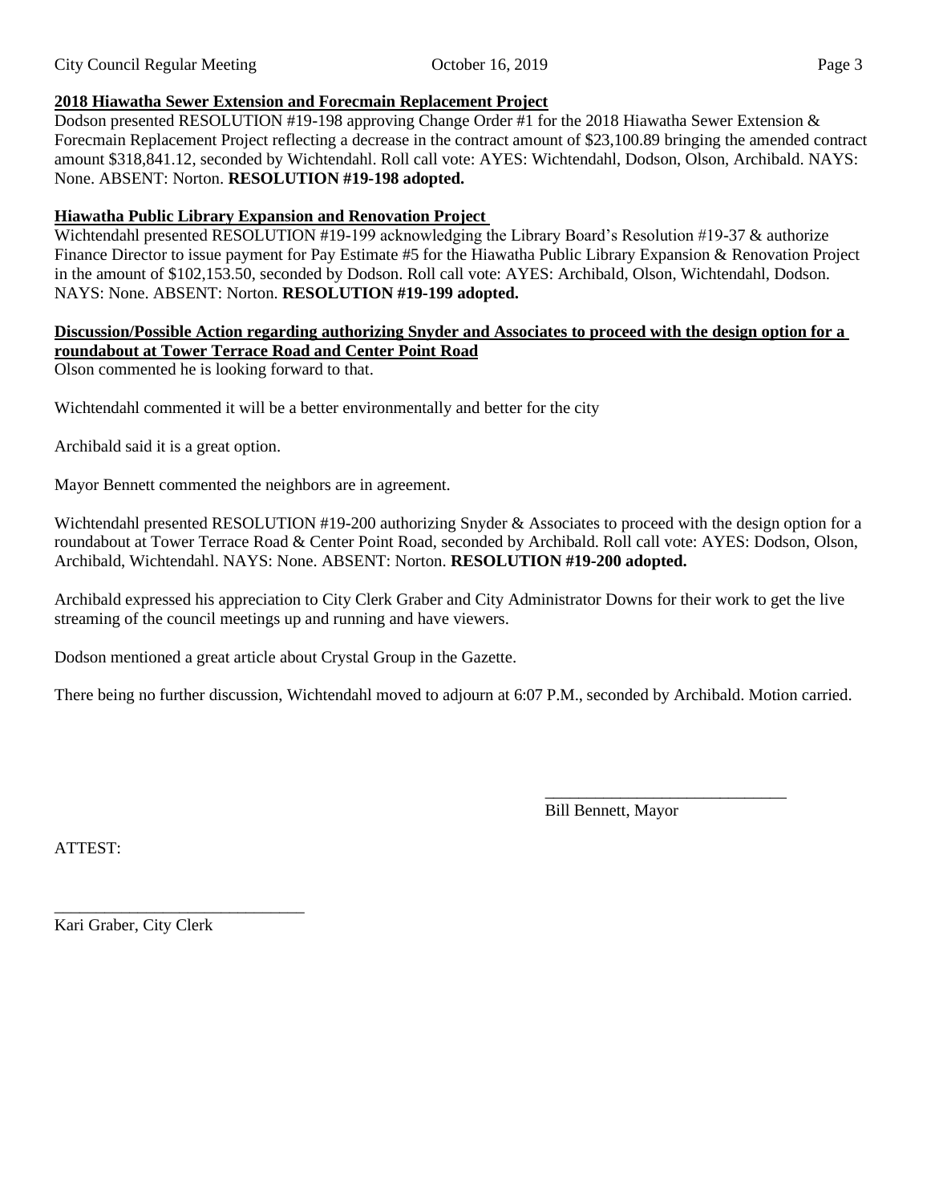**2018 Hiawatha Sewer Extension and Forecmain Replacement Project**

Dodson presented RESOLUTION #19-198 approving Change Order #1 for the 2018 Hiawatha Sewer Extension & Forecmain Replacement Project reflecting a decrease in the contract amount of $23,100.89 bringing the amended contract amount $318,841.12, seconded by Wichtendahl. Roll call vote: AYES: Wichtendahl, Dodson, Olson, Archibald. NAYS: None. ABSENT: Norton. **RESOLUTION #19-198 adopted.**

**Hiawatha Public Library Expansion and Renovation Project**

Wichtendahl presented RESOLUTION #19-199 acknowledging the Library Board's Resolution #19-37 & authorize Finance Director to issue payment for Pay Estimate #5 for the Hiawatha Public Library Expansion & Renovation Project in the amount of $102,153.50, seconded by Dodson. Roll call vote: AYES: Archibald, Olson, Wichtendahl, Dodson. NAYS: None. ABSENT: Norton. **RESOLUTION #19-199 adopted.**

**Discussion/Possible Action regarding authorizing Snyder and Associates to proceed with the design option for a roundabout at Tower Terrace Road and Center Point Road**

Olson commented he is looking forward to that.

Wichtendahl commented it will be a better environmentally and better for the city

Archibald said it is a great option.

Mayor Bennett commented the neighbors are in agreement.

Wichtendahl presented RESOLUTION #19-200 authorizing Snyder & Associates to proceed with the design option for a roundabout at Tower Terrace Road & Center Point Road, seconded by Archibald. Roll call vote: AYES: Dodson, Olson, Archibald, Wichtendahl. NAYS: None. ABSENT: Norton. **RESOLUTION #19-200 adopted.**

Archibald expressed his appreciation to City Clerk Graber and City Administrator Downs for their work to get the live streaming of the council meetings up and running and have viewers.

Dodson mentioned a great article about Crystal Group in the Gazette.

There being no further discussion, Wichtendahl moved to adjourn at 6:07 P.M., seconded by Archibald. Motion carried.

_____________________________
Bill Bennett, Mayor

ATTEST:

_____________________________
Kari Graber, City Clerk